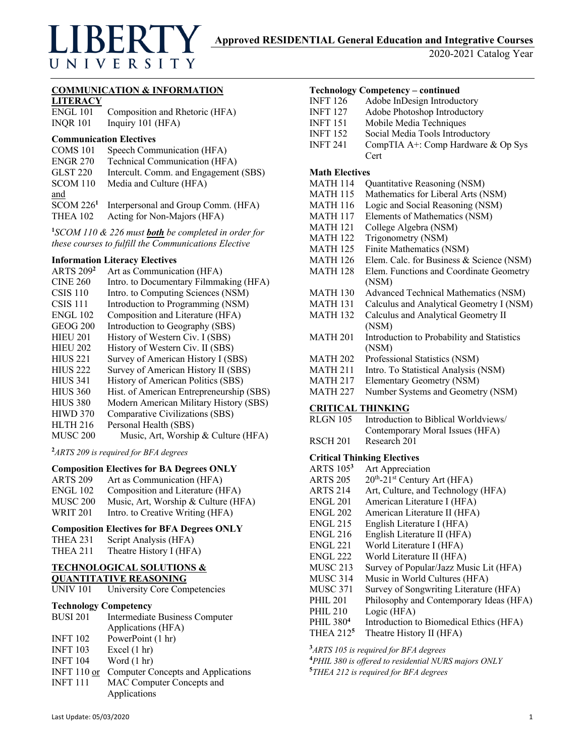# LIBERTY UNIVERSITY

## Approved RESIDENTIAL General Education and Integrative Courses

2020-2021 Catalog Year

## COMMUNICATION & INFORMATION LITERACY

| | |
|---|---|
| ENGL 101 | Composition and Rhetoric (HFA) |
| INQR 101 | Inquiry 101 (HFA) |

### Communication Electives

| | |
|---|---|
| COMS 101 | Speech Communication (HFA) |
| ENGR 270 | Technical Communication (HFA) |
| GLST 220 | Intercult. Comm. and Engagement (SBS) |
| SCOM 110 | Media and Culture (HFA) |
| and | |
| SCOM 226[1] | Interpersonal and Group Comm. (HFA) |
| THEA 102 | Acting for Non-Majors (HFA) |

[1]*SCOM 110 & 226 must **both** be completed in order for these courses to fulfill the Communications Elective*

### Information Literacy Electives

| | |
|---|---|
| ARTS 209[2] | Art as Communication (HFA) |
| CINE 260 | Intro. to Documentary Filmmaking (HFA) |
| CSIS 110 | Intro. to Computing Sciences (NSM) |
| CSIS 111 | Introduction to Programming (NSM) |
| ENGL 102 | Composition and Literature (HFA) |
| GEOG 200 | Introduction to Geography (SBS) |
| HIEU 201 | History of Western Civ. I (SBS) |
| HIEU 202 | History of Western Civ. II (SBS) |
| HIUS 221 | Survey of American History I (SBS) |
| HIUS 222 | Survey of American History II (SBS) |
| HIUS 341 | History of American Politics (SBS) |
| HIUS 360 | Hist. of American Entrepreneurship (SBS) |
| HIUS 380 | Modern American Military History (SBS) |
| HIWD 370 | Comparative Civilizations (SBS) |
| HLTH 216 | Personal Health (SBS) |
| MUSC 200 | Music, Art, Worship & Culture (HFA) |

[2]*ARTS 209 is required for BFA degrees*

### Composition Electives for BA Degrees ONLY

| | |
|---|---|
| ARTS 209 | Art as Communication (HFA) |
| ENGL 102 | Composition and Literature (HFA) |
| MUSC 200 | Music, Art, Worship & Culture (HFA) |
| WRIT 201 | Intro. to Creative Writing (HFA) |

### Composition Electives for BFA Degrees ONLY

| | |
|---|---|
| THEA 231 | Script Analysis (HFA) |
| THEA 211 | Theatre History I (HFA) |

## TECHNOLOGICAL SOLUTIONS & QUANTITATIVE REASONING

| | |
|---|---|
| UNIV 101 | University Core Competencies |

### Technology Competency

| | |
|---|---|
| BUSI 201 | Intermediate Business Computer Applications (HFA) |
| INFT 102 | PowerPoint (1 hr) |
| INFT 103 | Excel (1 hr) |
| INFT 104 | Word (1 hr) |
| INFT 110 or | Computer Concepts and Applications |
| INFT 111 | MAC Computer Concepts and Applications |

### Technology Competency – continued

| | |
|---|---|
| INFT 126 | Adobe InDesign Introductory |
| INFT 127 | Adobe Photoshop Introductory |
| INFT 151 | Mobile Media Techniques |
| INFT 152 | Social Media Tools Introductory |
| INFT 241 | CompTIA A+: Comp Hardware & Op Sys Cert |

### Math Electives

| | |
|---|---|
| MATH 114 | Quantitative Reasoning (NSM) |
| MATH 115 | Mathematics for Liberal Arts (NSM) |
| MATH 116 | Logic and Social Reasoning (NSM) |
| MATH 117 | Elements of Mathematics (NSM) |
| MATH 121 | College Algebra (NSM) |
| MATH 122 | Trigonometry (NSM) |
| MATH 125 | Finite Mathematics (NSM) |
| MATH 126 | Elem. Calc. for Business & Science (NSM) |
| MATH 128 | Elem. Functions and Coordinate Geometry (NSM) |
| MATH 130 | Advanced Technical Mathematics (NSM) |
| MATH 131 | Calculus and Analytical Geometry I (NSM) |
| MATH 132 | Calculus and Analytical Geometry II (NSM) |
| MATH 201 | Introduction to Probability and Statistics (NSM) |
| MATH 202 | Professional Statistics (NSM) |
| MATH 211 | Intro. To Statistical Analysis (NSM) |
| MATH 217 | Elementary Geometry (NSM) |
| MATH 227 | Number Systems and Geometry (NSM) |

## CRITICAL THINKING

| | |
|---|---|
| RLGN 105 | Introduction to Biblical Worldviews/ Contemporary Moral Issues (HFA) |
| RSCH 201 | Research 201 |

### Critical Thinking Electives

| | |
|---|---|
| ARTS 105[3] | Art Appreciation |
| ARTS 205 | 20th-21st Century Art (HFA) |
| ARTS 214 | Art, Culture, and Technology (HFA) |
| ENGL 201 | American Literature I (HFA) |
| ENGL 202 | American Literature II (HFA) |
| ENGL 215 | English Literature I (HFA) |
| ENGL 216 | English Literature II (HFA) |
| ENGL 221 | World Literature I (HFA) |
| ENGL 222 | World Literature II (HFA) |
| MUSC 213 | Survey of Popular/Jazz Music Lit (HFA) |
| MUSC 314 | Music in World Cultures (HFA) |
| MUSC 371 | Survey of Songwriting Literature (HFA) |
| PHIL 201 | Philosophy and Contemporary Ideas (HFA) |
| PHIL 210 | Logic (HFA) |
| PHIL 380[4] | Introduction to Biomedical Ethics (HFA) |
| THEA 212[5] | Theatre History II (HFA) |

[3]*ARTS 105 is required for BFA degrees*
[4]*PHIL 380 is offered to residential NURS majors ONLY*
[5]*THEA 212 is required for BFA degrees*

Last Update: 05/03/2020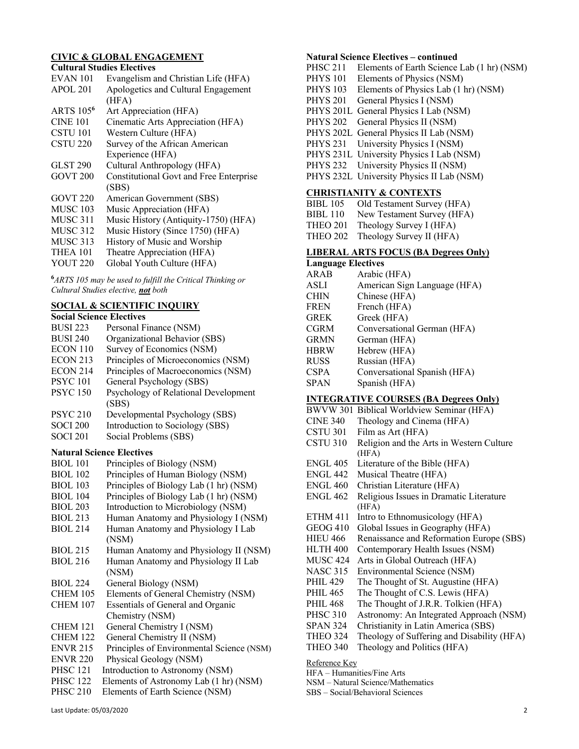## CIVIC & GLOBAL ENGAGEMENT

### Cultural Studies Electives

| | |
|---|---|
| EVAN 101 | Evangelism and Christian Life (HFA) |
| APOL 201 | Apologetics and Cultural Engagement (HFA) |
| ARTS 105[6] | Art Appreciation (HFA) |
| CINE 101 | Cinematic Arts Appreciation (HFA) |
| CSTU 101 | Western Culture (HFA) |
| CSTU 220 | Survey of the African American Experience (HFA) |
| GLST 290 | Cultural Anthropology (HFA) |
| GOVT 200 | Constitutional Govt and Free Enterprise (SBS) |
| GOVT 220 | American Government (SBS) |
| MUSC 103 | Music Appreciation (HFA) |
| MUSC 311 | Music History (Antiquity-1750) (HFA) |
| MUSC 312 | Music History (Since 1750) (HFA) |
| MUSC 313 | History of Music and Worship |
| THEA 101 | Theatre Appreciation (HFA) |
| YOUT 220 | Global Youth Culture (HFA) |

[6] *ARTS 105 may be used to fulfill the Critical Thinking or Cultural Studies elective,* ***not*** *both*

## SOCIAL & SCIENTIFIC INQUIRY

### Social Science Electives

| | |
|---|---|
| BUSI 223 | Personal Finance (NSM) |
| BUSI 240 | Organizational Behavior (SBS) |
| ECON 110 | Survey of Economics (NSM) |
| ECON 213 | Principles of Microeconomics (NSM) |
| ECON 214 | Principles of Macroeconomics (NSM) |
| PSYC 101 | General Psychology (SBS) |
| PSYC 150 | Psychology of Relational Development (SBS) |
| PSYC 210 | Developmental Psychology (SBS) |
| SOCI 200 | Introduction to Sociology (SBS) |
| SOCI 201 | Social Problems (SBS) |

### Natural Science Electives

| | |
|---|---|
| BIOL 101 | Principles of Biology (NSM) |
| BIOL 102 | Principles of Human Biology (NSM) |
| BIOL 103 | Principles of Biology Lab (1 hr) (NSM) |
| BIOL 104 | Principles of Biology Lab (1 hr) (NSM) |
| BIOL 203 | Introduction to Microbiology (NSM) |
| BIOL 213 | Human Anatomy and Physiology I (NSM) |
| BIOL 214 | Human Anatomy and Physiology I Lab (NSM) |
| BIOL 215 | Human Anatomy and Physiology II (NSM) |
| BIOL 216 | Human Anatomy and Physiology II Lab (NSM) |
| BIOL 224 | General Biology (NSM) |
| CHEM 105 | Elements of General Chemistry (NSM) |
| CHEM 107 | Essentials of General and Organic Chemistry (NSM) |
| CHEM 121 | General Chemistry I (NSM) |
| CHEM 122 | General Chemistry II (NSM) |
| ENVR 215 | Principles of Environmental Science (NSM) |
| ENVR 220 | Physical Geology (NSM) |
| PHSC 121 | Introduction to Astronomy (NSM) |
| PHSC 122 | Elements of Astronomy Lab (1 hr) (NSM) |
| PHSC 210 | Elements of Earth Science (NSM) |

### Natural Science Electives – continued

| | |
|---|---|
| PHSC 211 | Elements of Earth Science Lab (1 hr) (NSM) |
| PHYS 101 | Elements of Physics (NSM) |
| PHYS 103 | Elements of Physics Lab (1 hr) (NSM) |
| PHYS 201 | General Physics I (NSM) |
| PHYS 201L | General Physics I Lab (NSM) |
| PHYS 202 | General Physics II (NSM) |
| PHYS 202L | General Physics II Lab (NSM) |
| PHYS 231 | University Physics I (NSM) |
| PHYS 231L | University Physics I Lab (NSM) |
| PHYS 232 | University Physics II (NSM) |
| PHYS 232L | University Physics II Lab (NSM) |

## CHRISTIANITY & CONTEXTS

| | |
|---|---|
| BIBL 105 | Old Testament Survey (HFA) |
| BIBL 110 | New Testament Survey (HFA) |
| THEO 201 | Theology Survey I (HFA) |
| THEO 202 | Theology Survey II (HFA) |

## LIBERAL ARTS FOCUS (BA Degrees Only)

### Language Electives

| | |
|---|---|
| ARAB | Arabic (HFA) |
| ASLI | American Sign Language (HFA) |
| CHIN | Chinese (HFA) |
| FREN | French (HFA) |
| GREK | Greek (HFA) |
| CGRM | Conversational German (HFA) |
| GRMN | German (HFA) |
| HBRW | Hebrew (HFA) |
| RUSS | Russian (HFA) |
| CSPA | Conversational Spanish (HFA) |
| SPAN | Spanish (HFA) |

## INTEGRATIVE COURSES (BA Degrees Only)

| | |
|---|---|
| BWVW 301 | Biblical Worldview Seminar (HFA) |
| CINE 340 | Theology and Cinema (HFA) |
| CSTU 301 | Film as Art (HFA) |
| CSTU 310 | Religion and the Arts in Western Culture (HFA) |
| ENGL 405 | Literature of the Bible (HFA) |
| ENGL 442 | Musical Theatre (HFA) |
| ENGL 460 | Christian Literature (HFA) |
| ENGL 462 | Religious Issues in Dramatic Literature (HFA) |
| ETHM 411 | Intro to Ethnomusicology (HFA) |
| GEOG 410 | Global Issues in Geography (HFA) |
| HIEU 466 | Renaissance and Reformation Europe (SBS) |
| HLTH 400 | Contemporary Health Issues (NSM) |
| MUSC 424 | Arts in Global Outreach (HFA) |
| NASC 315 | Environmental Science (NSM) |
| PHIL 429 | The Thought of St. Augustine (HFA) |
| PHIL 465 | The Thought of C.S. Lewis (HFA) |
| PHIL 468 | The Thought of J.R.R. Tolkien (HFA) |
| PHSC 310 | Astronomy: An Integrated Approach (NSM) |
| SPAN 324 | Christianity in Latin America (SBS) |
| THEO 324 | Theology of Suffering and Disability (HFA) |
| THEO 340 | Theology and Politics (HFA) |

Reference Key

HFA – Humanities/Fine Arts
NSM – Natural Science/Mathematics
SBS – Social/Behavioral Sciences

Last Update: 05/03/2020